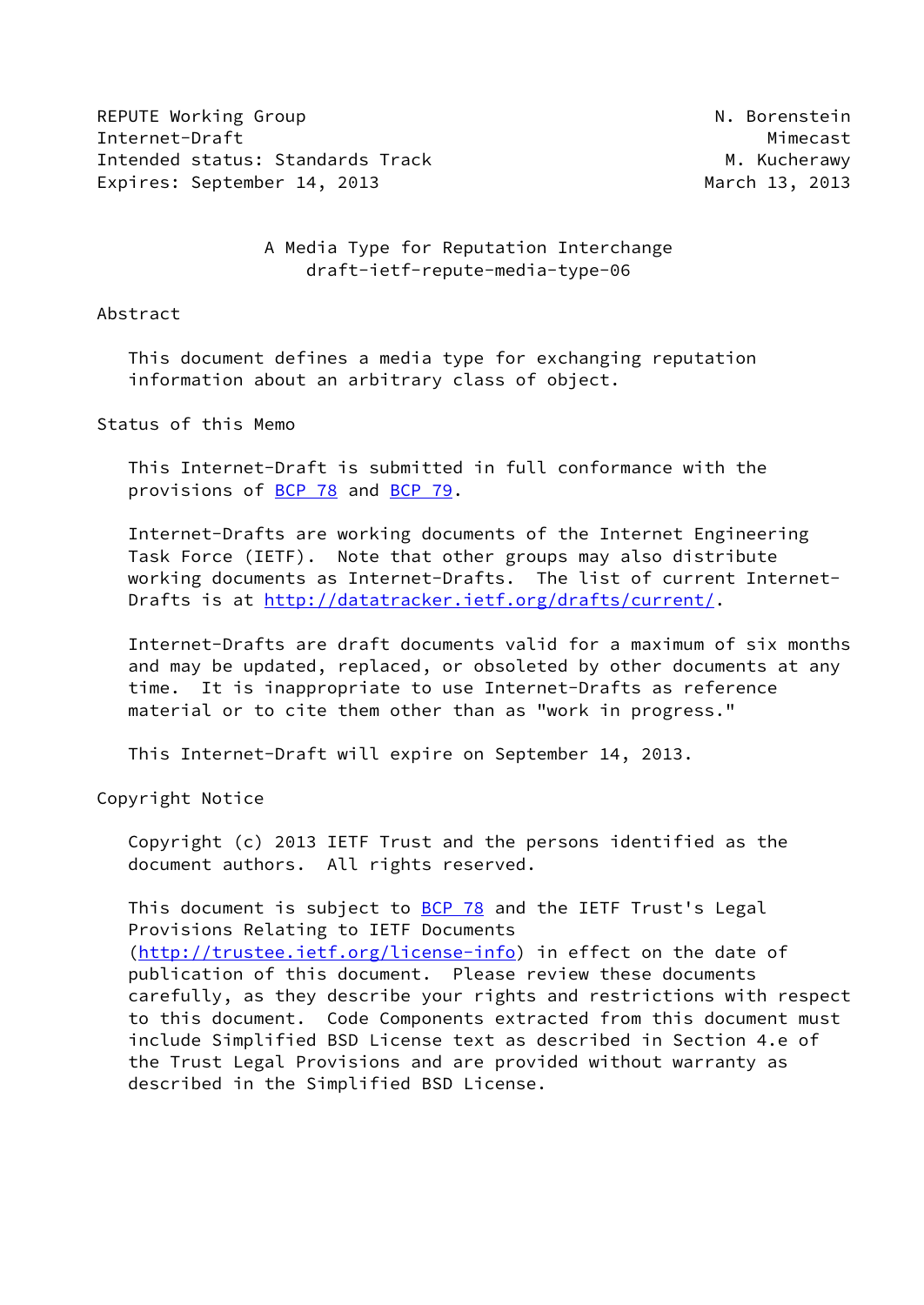REPUTE Working Group N. Borenstein
Internet-Draft Mimecast
Intended status: Standards Track M. Kucherawy
Expires: September 14, 2013 March 13, 2013

# A Media Type for Reputation Interchange
## draft-ietf-repute-media-type-06

## Abstract

This document defines a media type for exchanging reputation information about an arbitrary class of object.

## Status of this Memo

This Internet-Draft is submitted in full conformance with the provisions of BCP 78 and BCP 79.

Internet-Drafts are working documents of the Internet Engineering Task Force (IETF). Note that other groups may also distribute working documents as Internet-Drafts. The list of current Internet-Drafts is at http://datatracker.ietf.org/drafts/current/.

Internet-Drafts are draft documents valid for a maximum of six months and may be updated, replaced, or obsoleted by other documents at any time. It is inappropriate to use Internet-Drafts as reference material or to cite them other than as "work in progress."

This Internet-Draft will expire on September 14, 2013.

## Copyright Notice

Copyright (c) 2013 IETF Trust and the persons identified as the document authors. All rights reserved.

This document is subject to BCP 78 and the IETF Trust's Legal Provisions Relating to IETF Documents (http://trustee.ietf.org/license-info) in effect on the date of publication of this document. Please review these documents carefully, as they describe your rights and restrictions with respect to this document. Code Components extracted from this document must include Simplified BSD License text as described in Section 4.e of the Trust Legal Provisions and are provided without warranty as described in the Simplified BSD License.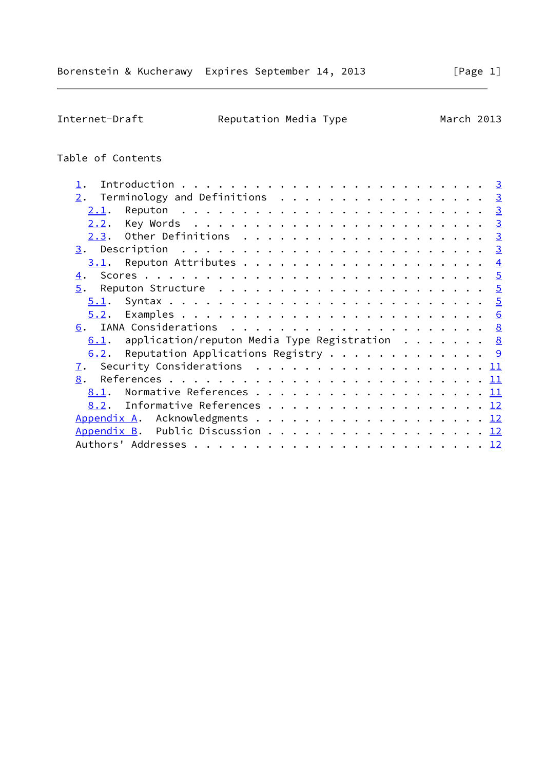## Table of Contents

- 1. Introduction . . . . . . . . . . . . . . . . . . . . . . . . 3
- 2. Terminology and Definitions . . . . . . . . . . . . . . . . . 3
  - 2.1. Reputon . . . . . . . . . . . . . . . . . . . . . . . . . 3
  - 2.2. Key Words . . . . . . . . . . . . . . . . . . . . . . . . 3
  - 2.3. Other Definitions . . . . . . . . . . . . . . . . . . . . 3
- 3. Description . . . . . . . . . . . . . . . . . . . . . . . . . 3
  - 3.1. Reputon Attributes . . . . . . . . . . . . . . . . . . . 4
- 4. Scores . . . . . . . . . . . . . . . . . . . . . . . . . . . 5
- 5. Reputon Structure . . . . . . . . . . . . . . . . . . . . . . 5
  - 5.1. Syntax . . . . . . . . . . . . . . . . . . . . . . . . . 5
  - 5.2. Examples . . . . . . . . . . . . . . . . . . . . . . . . 6
- 6. IANA Considerations . . . . . . . . . . . . . . . . . . . . . 8
  - 6.1. application/reputon Media Type Registration . . . . . . . 8
  - 6.2. Reputation Applications Registry . . . . . . . . . . . . 9
- 7. Security Considerations . . . . . . . . . . . . . . . . . . . 11
- 8. References . . . . . . . . . . . . . . . . . . . . . . . . . 11
  - 8.1. Normative References . . . . . . . . . . . . . . . . . . 11
  - 8.2. Informative References . . . . . . . . . . . . . . . . . 12
- Appendix A. Acknowledgments . . . . . . . . . . . . . . . . . . . 12
- Appendix B. Public Discussion . . . . . . . . . . . . . . . . . . 12
- Authors' Addresses . . . . . . . . . . . . . . . . . . . . . . . . 12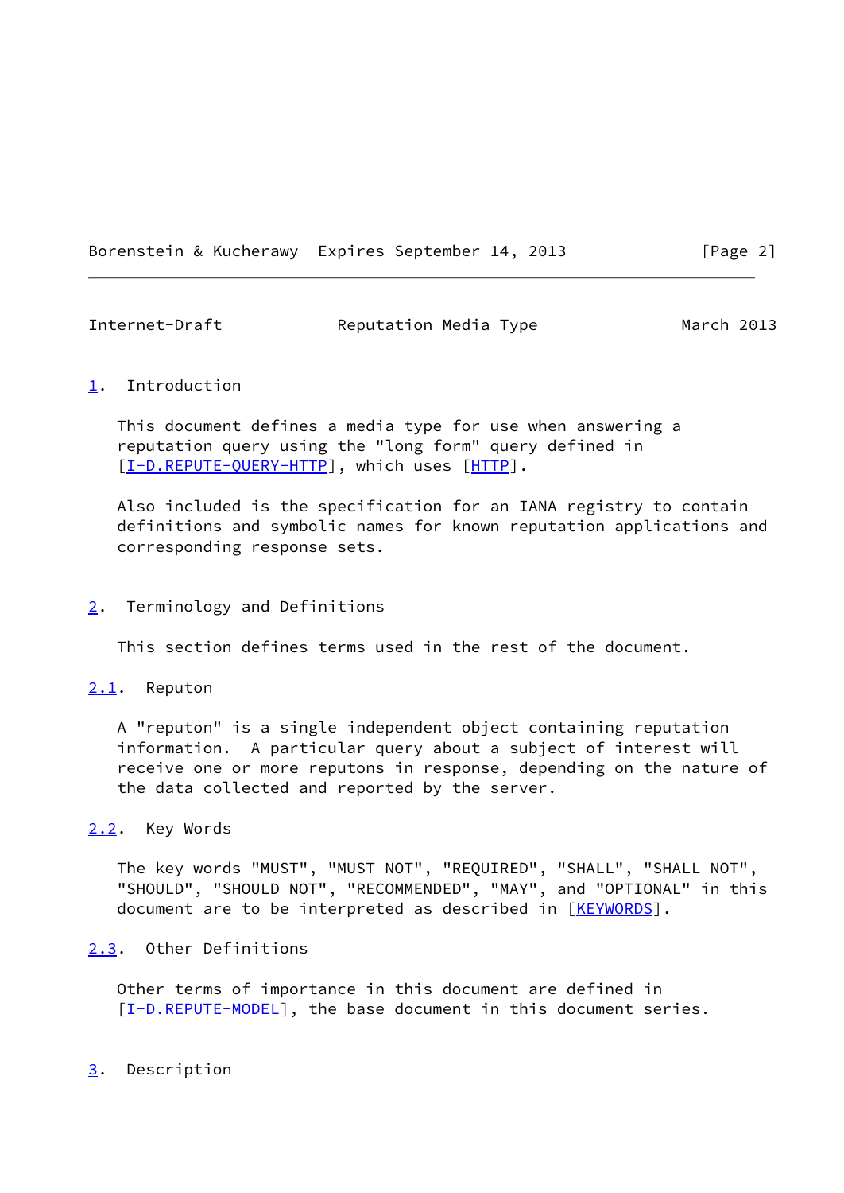# 1. Introduction

This document defines a media type for use when answering a reputation query using the "long form" query defined in [I-D.REPUTE-QUERY-HTTP], which uses [HTTP].

Also included is the specification for an IANA registry to contain definitions and symbolic names for known reputation applications and corresponding response sets.

# 2. Terminology and Definitions

This section defines terms used in the rest of the document.

## 2.1. Reputon

A "reputon" is a single independent object containing reputation information. A particular query about a subject of interest will receive one or more reputons in response, depending on the nature of the data collected and reported by the server.

## 2.2. Key Words

The key words "MUST", "MUST NOT", "REQUIRED", "SHALL", "SHALL NOT", "SHOULD", "SHOULD NOT", "RECOMMENDED", "MAY", and "OPTIONAL" in this document are to be interpreted as described in [KEYWORDS].

## 2.3. Other Definitions

Other terms of importance in this document are defined in [I-D.REPUTE-MODEL], the base document in this document series.

# 3. Description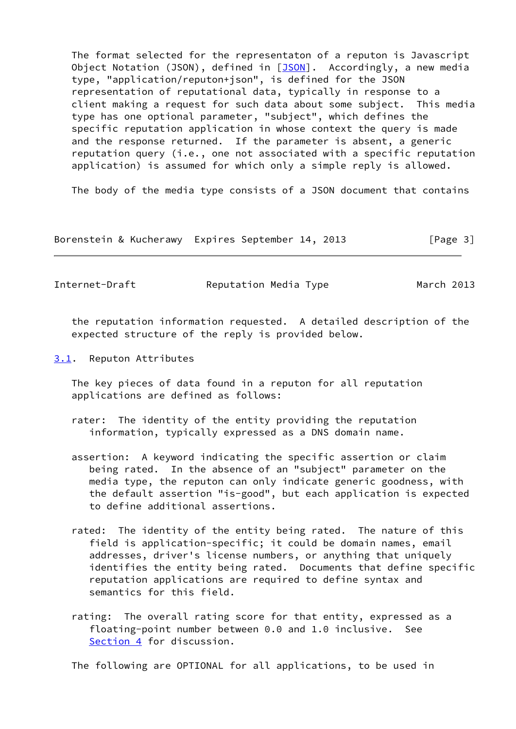The format selected for the representaton of a reputon is Javascript Object Notation (JSON), defined in [JSON]. Accordingly, a new media type, "application/reputon+json", is defined for the JSON representation of reputational data, typically in response to a client making a request for such data about some subject. This media type has one optional parameter, "subject", which defines the specific reputation application in whose context the query is made and the response returned. If the parameter is absent, a generic reputation query (i.e., one not associated with a specific reputation application) is assumed for which only a simple reply is allowed.

The body of the media type consists of a JSON document that contains the reputation information requested. A detailed description of the expected structure of the reply is provided below.

## 3.1. Reputon Attributes

The key pieces of data found in a reputon for all reputation applications are defined as follows:

rater: The identity of the entity providing the reputation information, typically expressed as a DNS domain name.

assertion: A keyword indicating the specific assertion or claim being rated. In the absence of an "subject" parameter on the media type, the reputon can only indicate generic goodness, with the default assertion "is-good", but each application is expected to define additional assertions.

rated: The identity of the entity being rated. The nature of this field is application-specific; it could be domain names, email addresses, driver's license numbers, or anything that uniquely identifies the entity being rated. Documents that define specific reputation applications are required to define syntax and semantics for this field.

rating: The overall rating score for that entity, expressed as a floating-point number between 0.0 and 1.0 inclusive. See Section 4 for discussion.

The following are OPTIONAL for all applications, to be used in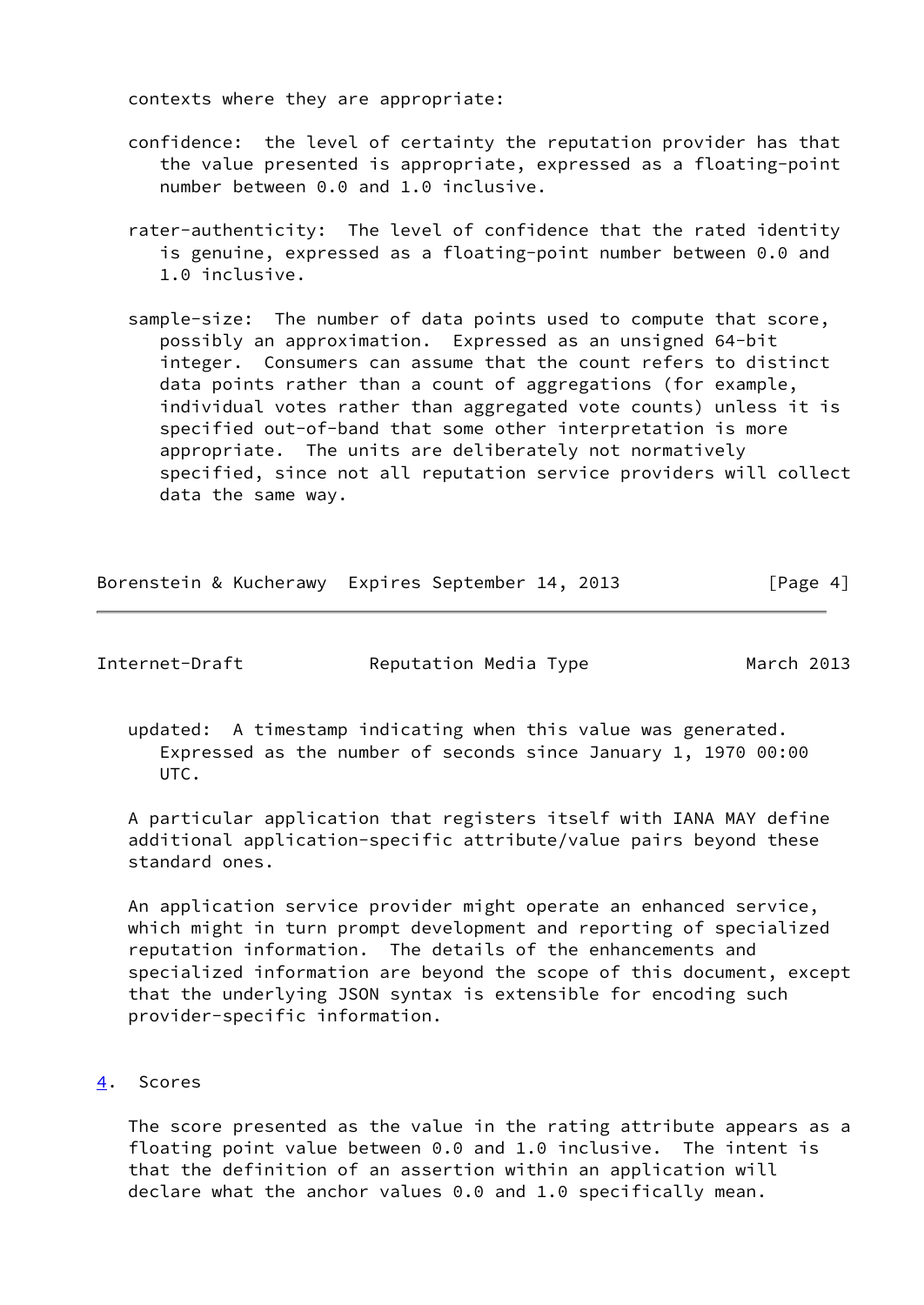contexts where they are appropriate:

confidence: the level of certainty the reputation provider has that the value presented is appropriate, expressed as a floating-point number between 0.0 and 1.0 inclusive.

rater-authenticity: The level of confidence that the rated identity is genuine, expressed as a floating-point number between 0.0 and 1.0 inclusive.

sample-size: The number of data points used to compute that score, possibly an approximation. Expressed as an unsigned 64-bit integer. Consumers can assume that the count refers to distinct data points rather than a count of aggregations (for example, individual votes rather than aggregated vote counts) unless it is specified out-of-band that some other interpretation is more appropriate. The units are deliberately not normatively specified, since not all reputation service providers will collect data the same way.

updated: A timestamp indicating when this value was generated. Expressed as the number of seconds since January 1, 1970 00:00 UTC.

A particular application that registers itself with IANA MAY define additional application-specific attribute/value pairs beyond these standard ones.

An application service provider might operate an enhanced service, which might in turn prompt development and reporting of specialized reputation information. The details of the enhancements and specialized information are beyond the scope of this document, except that the underlying JSON syntax is extensible for encoding such provider-specific information.

## 4. Scores

The score presented as the value in the rating attribute appears as a floating point value between 0.0 and 1.0 inclusive. The intent is that the definition of an assertion within an application will declare what the anchor values 0.0 and 1.0 specifically mean.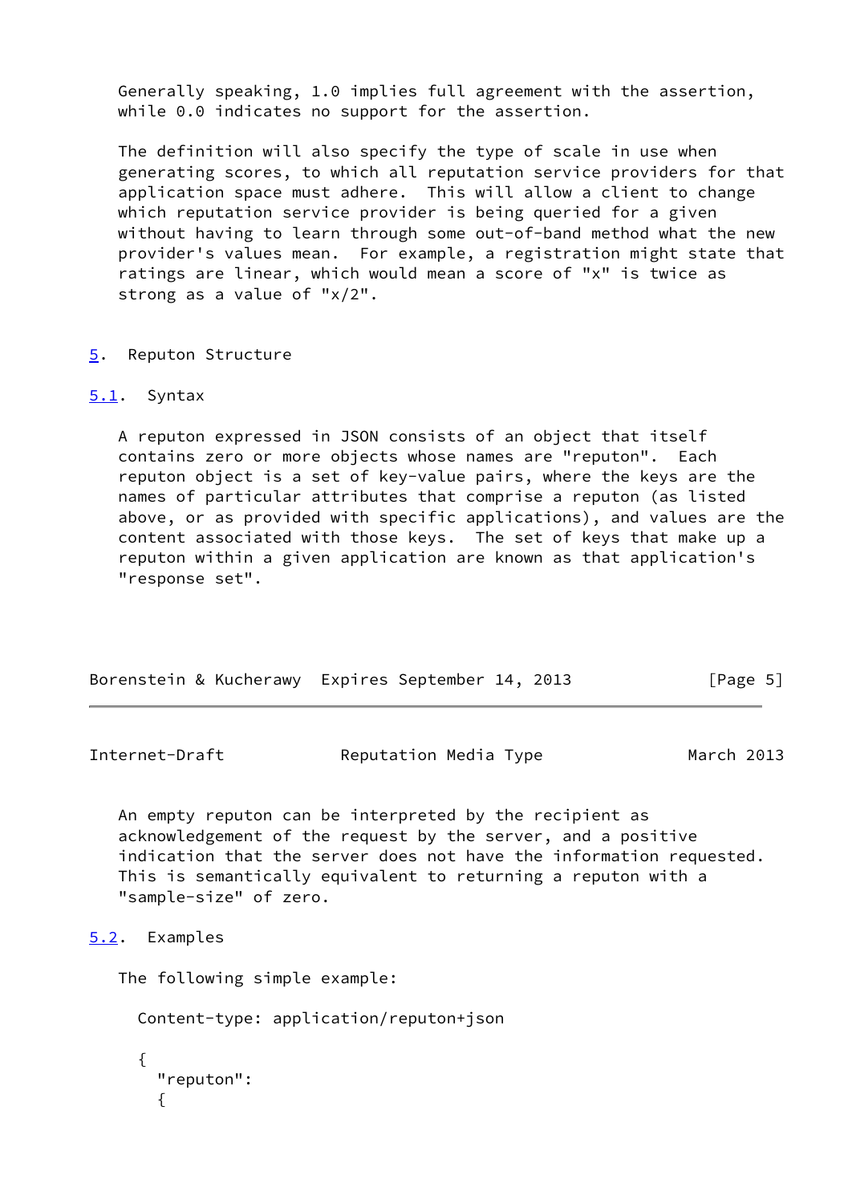Generally speaking, 1.0 implies full agreement with the assertion, while 0.0 indicates no support for the assertion.

The definition will also specify the type of scale in use when generating scores, to which all reputation service providers for that application space must adhere. This will allow a client to change which reputation service provider is being queried for a given without having to learn through some out-of-band method what the new provider's values mean. For example, a registration might state that ratings are linear, which would mean a score of "x" is twice as strong as a value of "x/2".

## 5. Reputon Structure

### 5.1. Syntax

A reputon expressed in JSON consists of an object that itself contains zero or more objects whose names are "reputon". Each reputon object is a set of key-value pairs, where the keys are the names of particular attributes that comprise a reputon (as listed above, or as provided with specific applications), and values are the content associated with those keys. The set of keys that make up a reputon within a given application are known as that application's "response set".

An empty reputon can be interpreted by the recipient as acknowledgement of the request by the server, and a positive indication that the server does not have the information requested. This is semantically equivalent to returning a reputon with a "sample-size" of zero.

### 5.2. Examples

The following simple example:

```
  Content-type: application/reputon+json

  {
    "reputon":
    {
```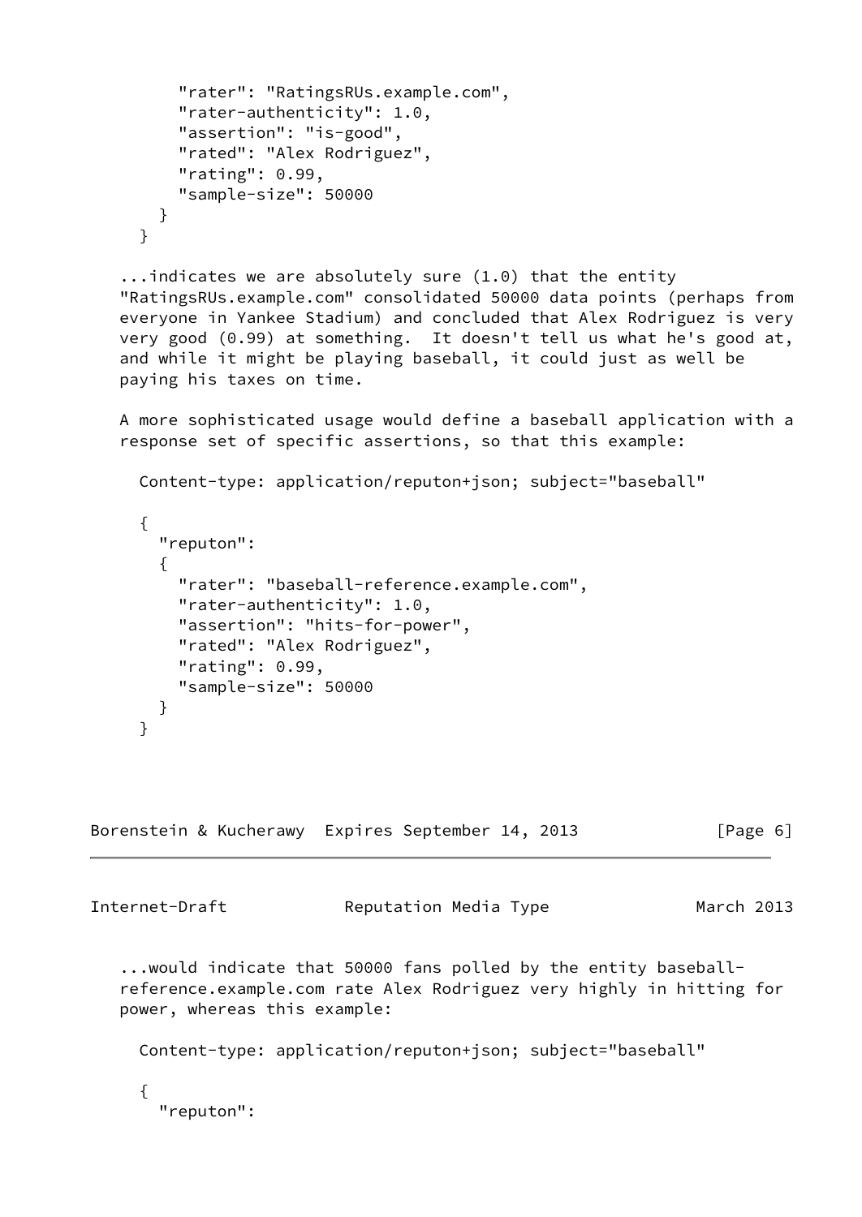```
        "rater": "RatingsRUs.example.com",
        "rater-authenticity": 1.0,
        "assertion": "is-good",
        "rated": "Alex Rodriguez",
        "rating": 0.99,
        "sample-size": 50000
      }
    }
```

...indicates we are absolutely sure (1.0) that the entity "RatingsRUs.example.com" consolidated 50000 data points (perhaps from everyone in Yankee Stadium) and concluded that Alex Rodriguez is very very good (0.99) at something. It doesn't tell us what he's good at, and while it might be playing baseball, it could just as well be paying his taxes on time.

A more sophisticated usage would define a baseball application with a response set of specific assertions, so that this example:

```
Content-type: application/reputon+json; subject="baseball"

{
  "reputon":
  {
    "rater": "baseball-reference.example.com",
    "rater-authenticity": 1.0,
    "assertion": "hits-for-power",
    "rated": "Alex Rodriguez",
    "rating": 0.99,
    "sample-size": 50000
  }
}
```

...would indicate that 50000 fans polled by the entity baseball-reference.example.com rate Alex Rodriguez very highly in hitting for power, whereas this example:

```
Content-type: application/reputon+json; subject="baseball"

{
  "reputon":
```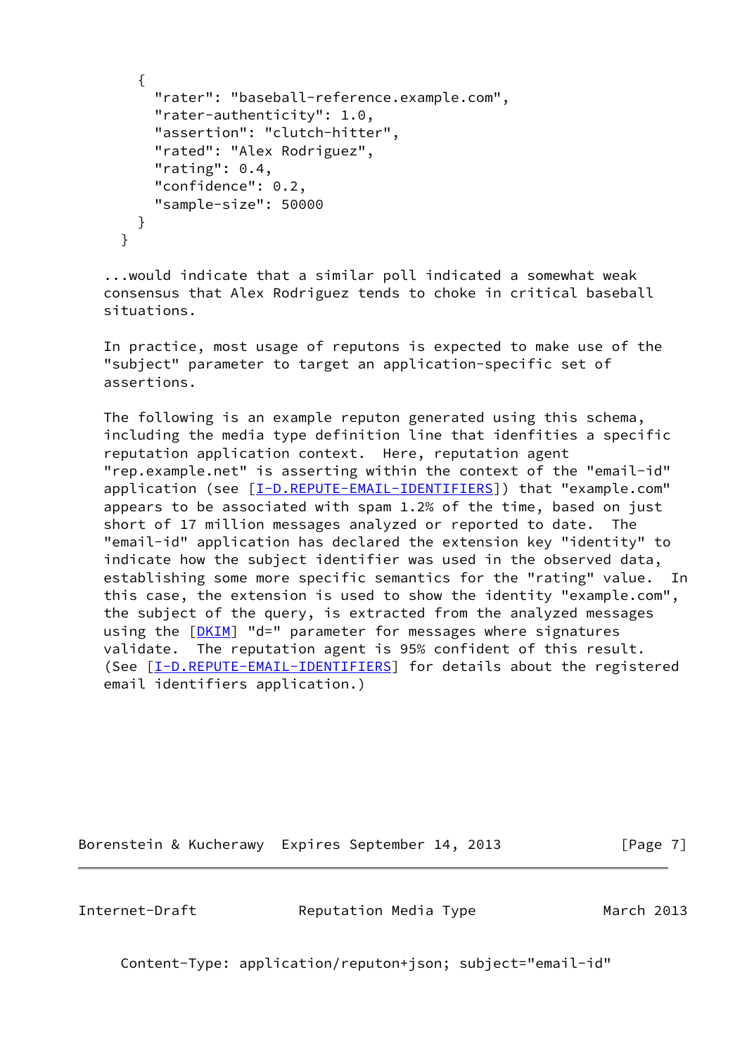```
    {
      "rater": "baseball-reference.example.com",
      "rater-authenticity": 1.0,
      "assertion": "clutch-hitter",
      "rated": "Alex Rodriguez",
      "rating": 0.4,
      "confidence": 0.2,
      "sample-size": 50000
    }
  }
```

...would indicate that a similar poll indicated a somewhat weak consensus that Alex Rodriguez tends to choke in critical baseball situations.

In practice, most usage of reputons is expected to make use of the "subject" parameter to target an application-specific set of assertions.

The following is an example reputon generated using this schema, including the media type definition line that idenfities a specific reputation application context. Here, reputation agent "rep.example.net" is asserting within the context of the "email-id" application (see [I-D.REPUTE-EMAIL-IDENTIFIERS]) that "example.com" appears to be associated with spam 1.2% of the time, based on just short of 17 million messages analyzed or reported to date. The "email-id" application has declared the extension key "identity" to indicate how the subject identifier was used in the observed data, establishing some more specific semantics for the "rating" value. In this case, the extension is used to show the identity "example.com", the subject of the query, is extracted from the analyzed messages using the [DKIM] "d=" parameter for messages where signatures validate. The reputation agent is 95% confident of this result. (See [I-D.REPUTE-EMAIL-IDENTIFIERS] for details about the registered email identifiers application.)

```
  Content-Type: application/reputon+json; subject="email-id"
```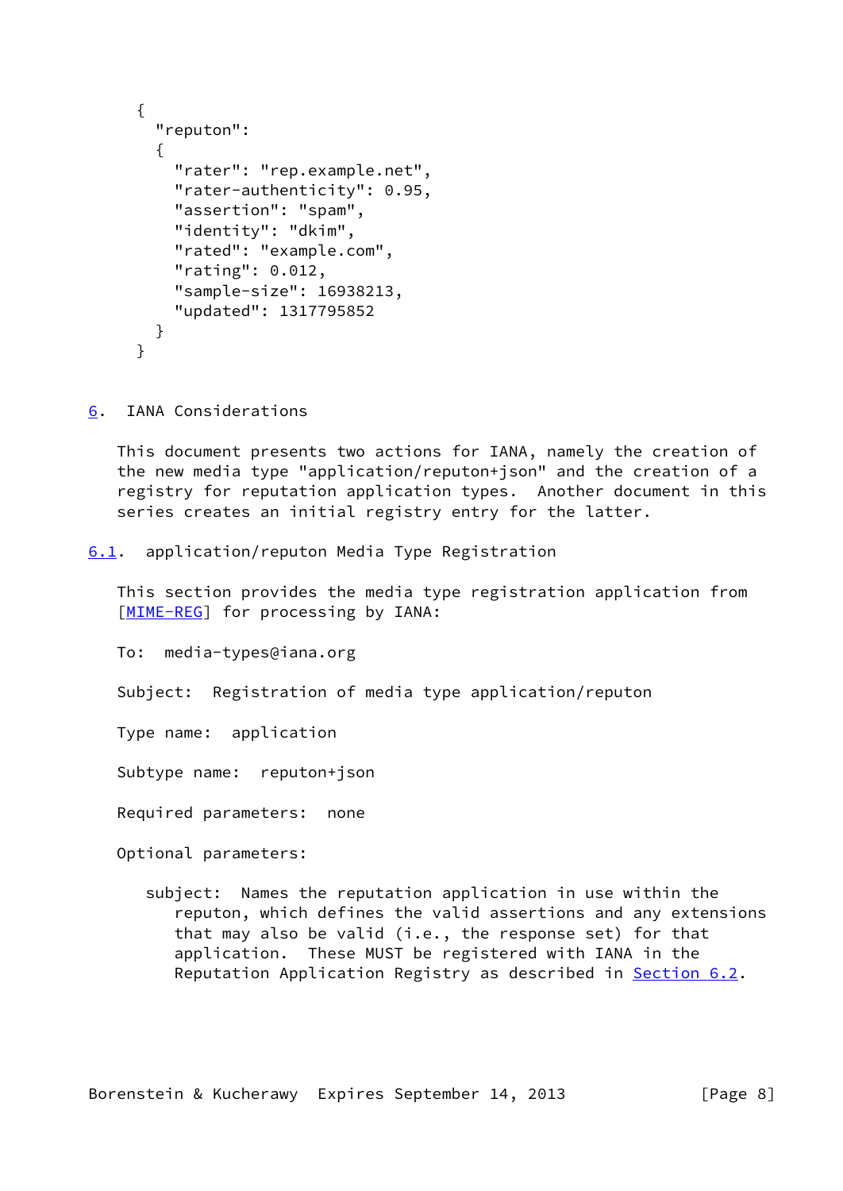```
{
  "reputon":
  {
    "rater": "rep.example.net",
    "rater-authenticity": 0.95,
    "assertion": "spam",
    "identity": "dkim",
    "rated": "example.com",
    "rating": 0.012,
    "sample-size": 16938213,
    "updated": 1317795852
  }
}
```

## 6. IANA Considerations

This document presents two actions for IANA, namely the creation of the new media type "application/reputon+json" and the creation of a registry for reputation application types. Another document in this series creates an initial registry entry for the latter.

### 6.1. application/reputon Media Type Registration

This section provides the media type registration application from [MIME-REG] for processing by IANA:

To: media-types@iana.org

Subject: Registration of media type application/reputon

Type name: application

Subtype name: reputon+json

Required parameters: none

Optional parameters:

> subject: Names the reputation application in use within the reputon, which defines the valid assertions and any extensions that may also be valid (i.e., the response set) for that application. These MUST be registered with IANA in the Reputation Application Registry as described in Section 6.2.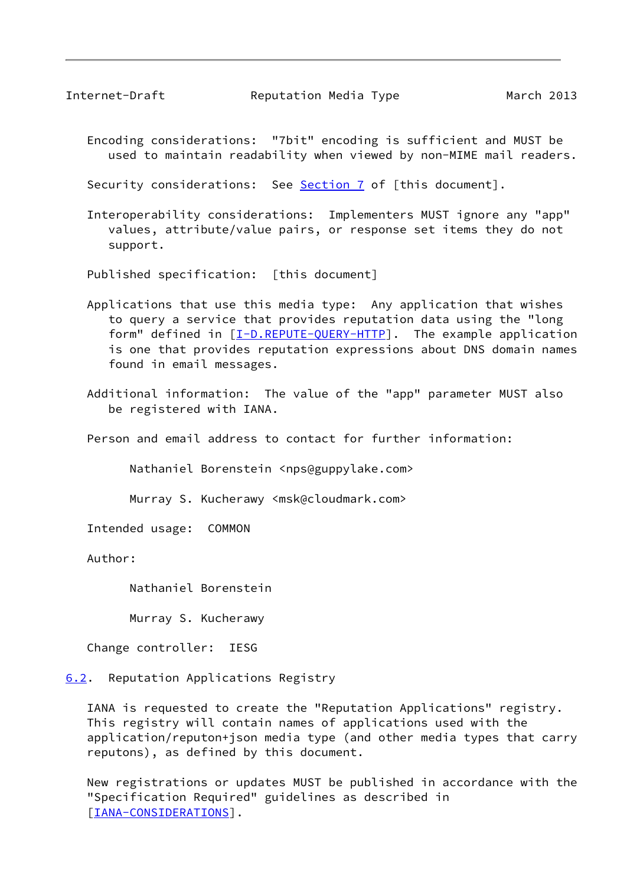Encoding considerations: "7bit" encoding is sufficient and MUST be used to maintain readability when viewed by non-MIME mail readers.

Security considerations: See Section 7 of [this document].

Interoperability considerations: Implementers MUST ignore any "app" values, attribute/value pairs, or response set items they do not support.

Published specification: [this document]

Applications that use this media type: Any application that wishes to query a service that provides reputation data using the "long form" defined in [I-D.REPUTE-QUERY-HTTP]. The example application is one that provides reputation expressions about DNS domain names found in email messages.

Additional information: The value of the "app" parameter MUST also be registered with IANA.

Person and email address to contact for further information:

Nathaniel Borenstein <nps@guppylake.com>

Murray S. Kucherawy <msk@cloudmark.com>

Intended usage: COMMON

Author:

Nathaniel Borenstein

Murray S. Kucherawy

Change controller: IESG

## 6.2. Reputation Applications Registry

IANA is requested to create the "Reputation Applications" registry. This registry will contain names of applications used with the application/reputon+json media type (and other media types that carry reputons), as defined by this document.

New registrations or updates MUST be published in accordance with the "Specification Required" guidelines as described in [IANA-CONSIDERATIONS].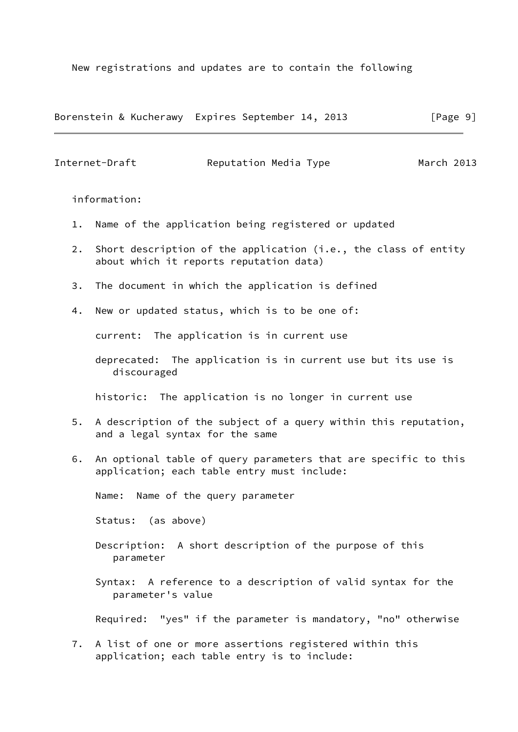New registrations and updates are to contain the following information:

1. Name of the application being registered or updated

2. Short description of the application (i.e., the class of entity about which it reports reputation data)

3. The document in which the application is defined

4. New or updated status, which is to be one of:

   current: The application is in current use

   deprecated: The application is in current use but its use is discouraged

   historic: The application is no longer in current use

5. A description of the subject of a query within this reputation, and a legal syntax for the same

6. An optional table of query parameters that are specific to this application; each table entry must include:

   Name: Name of the query parameter

   Status: (as above)

   Description: A short description of the purpose of this parameter

   Syntax: A reference to a description of valid syntax for the parameter's value

   Required: "yes" if the parameter is mandatory, "no" otherwise

7. A list of one or more assertions registered within this application; each table entry is to include: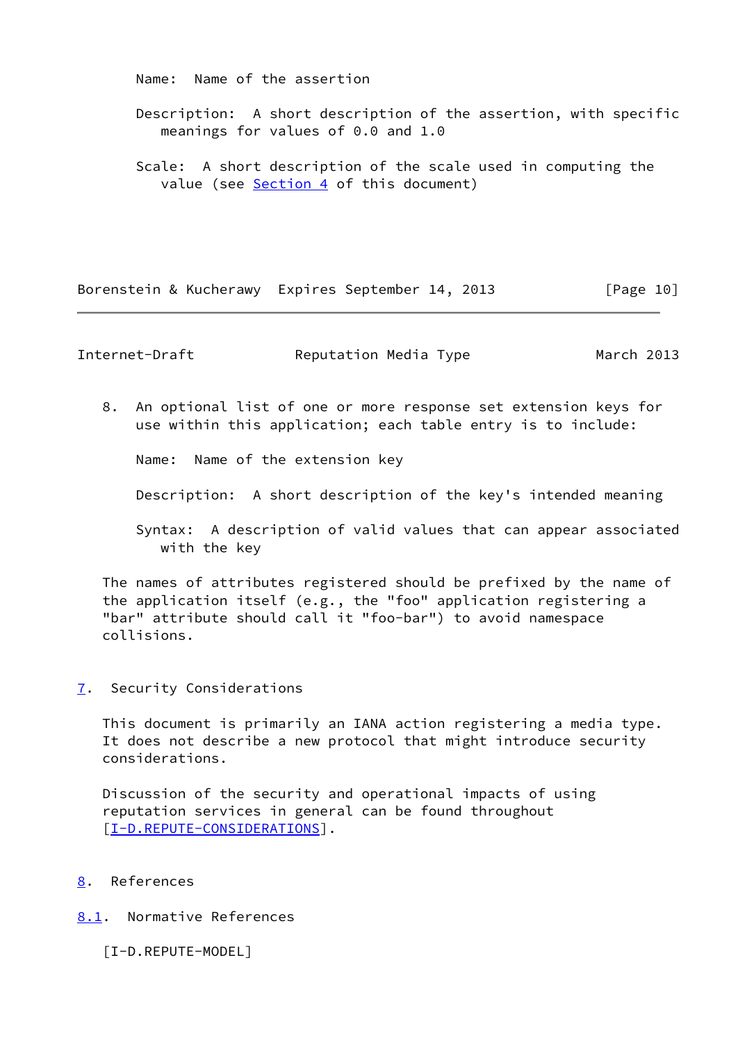Name: Name of the assertion

Description: A short description of the assertion, with specific meanings for values of 0.0 and 1.0

Scale: A short description of the scale used in computing the value (see Section 4 of this document)

8. An optional list of one or more response set extension keys for use within this application; each table entry is to include:

   Name: Name of the extension key

   Description: A short description of the key's intended meaning

   Syntax: A description of valid values that can appear associated with the key

The names of attributes registered should be prefixed by the name of the application itself (e.g., the "foo" application registering a "bar" attribute should call it "foo-bar") to avoid namespace collisions.

## 7. Security Considerations

This document is primarily an IANA action registering a media type. It does not describe a new protocol that might introduce security considerations.

Discussion of the security and operational impacts of using reputation services in general can be found throughout [I-D.REPUTE-CONSIDERATIONS].

## 8. References

### 8.1. Normative References

[I-D.REPUTE-MODEL]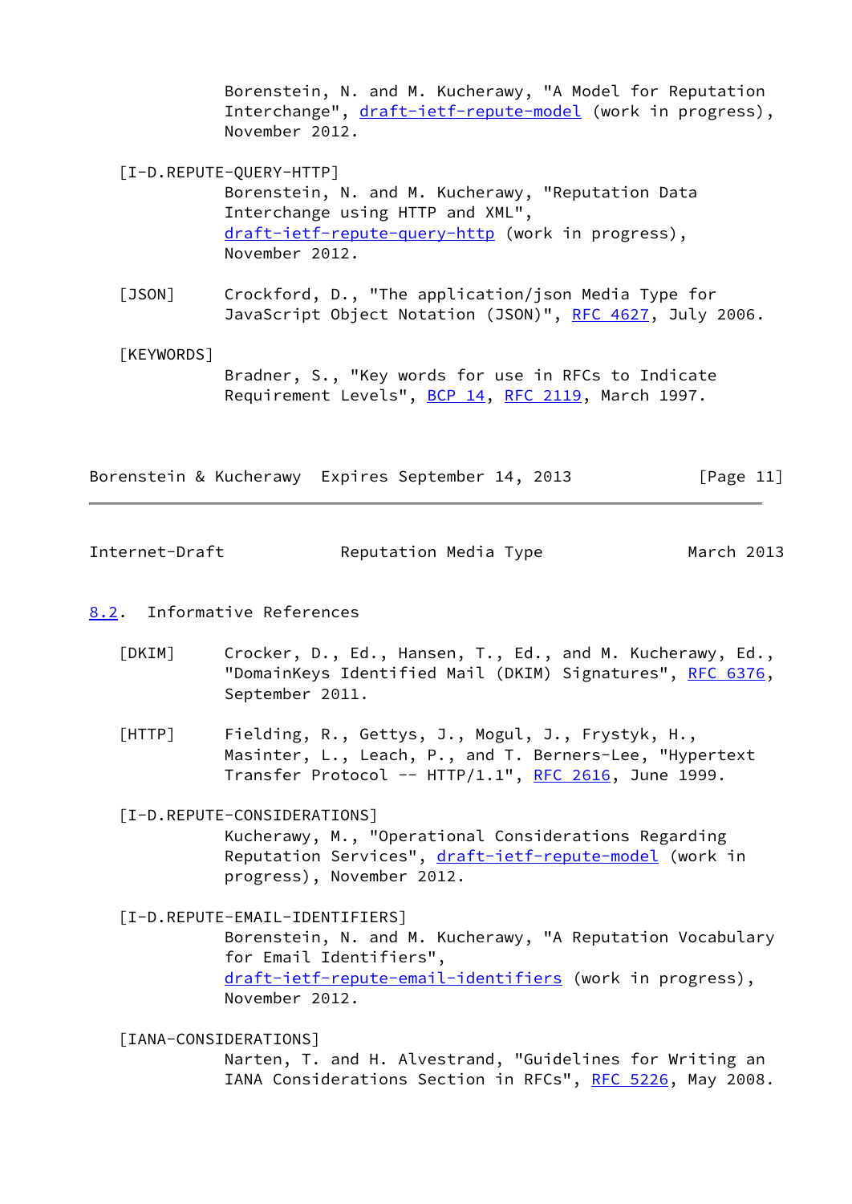Borenstein, N. and M. Kucherawy, "A Model for Reputation Interchange", draft-ietf-repute-model (work in progress), November 2012.

[I-D.REPUTE-QUERY-HTTP]
Borenstein, N. and M. Kucherawy, "Reputation Data Interchange using HTTP and XML", draft-ietf-repute-query-http (work in progress), November 2012.

[JSON] Crockford, D., "The application/json Media Type for JavaScript Object Notation (JSON)", RFC 4627, July 2006.

[KEYWORDS]
Bradner, S., "Key words for use in RFCs to Indicate Requirement Levels", BCP 14, RFC 2119, March 1997.

### 8.2. Informative References

[DKIM] Crocker, D., Ed., Hansen, T., Ed., and M. Kucherawy, Ed., "DomainKeys Identified Mail (DKIM) Signatures", RFC 6376, September 2011.

[HTTP] Fielding, R., Gettys, J., Mogul, J., Frystyk, H., Masinter, L., Leach, P., and T. Berners-Lee, "Hypertext Transfer Protocol -- HTTP/1.1", RFC 2616, June 1999.

[I-D.REPUTE-CONSIDERATIONS]
Kucherawy, M., "Operational Considerations Regarding Reputation Services", draft-ietf-repute-model (work in progress), November 2012.

[I-D.REPUTE-EMAIL-IDENTIFIERS]
Borenstein, N. and M. Kucherawy, "A Reputation Vocabulary for Email Identifiers", draft-ietf-repute-email-identifiers (work in progress), November 2012.

[IANA-CONSIDERATIONS]
Narten, T. and H. Alvestrand, "Guidelines for Writing an IANA Considerations Section in RFCs", RFC 5226, May 2008.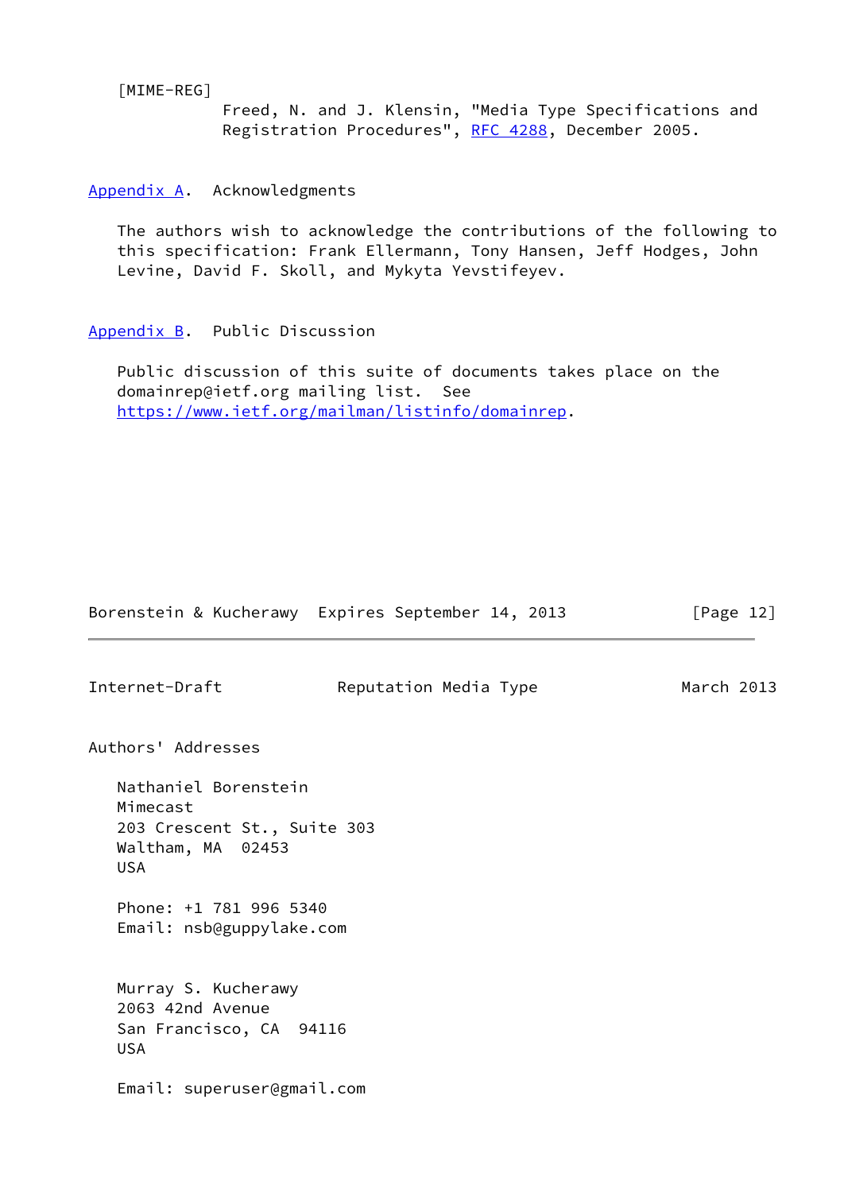[MIME-REG]
Freed, N. and J. Klensin, "Media Type Specifications and Registration Procedures", RFC 4288, December 2005.

## Appendix A. Acknowledgments

The authors wish to acknowledge the contributions of the following to this specification: Frank Ellermann, Tony Hansen, Jeff Hodges, John Levine, David F. Skoll, and Mykyta Yevstifeyev.

## Appendix B. Public Discussion

Public discussion of this suite of documents takes place on the domainrep@ietf.org mailing list. See https://www.ietf.org/mailman/listinfo/domainrep.

## Authors' Addresses

Nathaniel Borenstein
Mimecast
203 Crescent St., Suite 303
Waltham, MA 02453
USA

Phone: +1 781 996 5340
Email: nsb@guppylake.com

Murray S. Kucherawy
2063 42nd Avenue
San Francisco, CA 94116
USA

Email: superuser@gmail.com